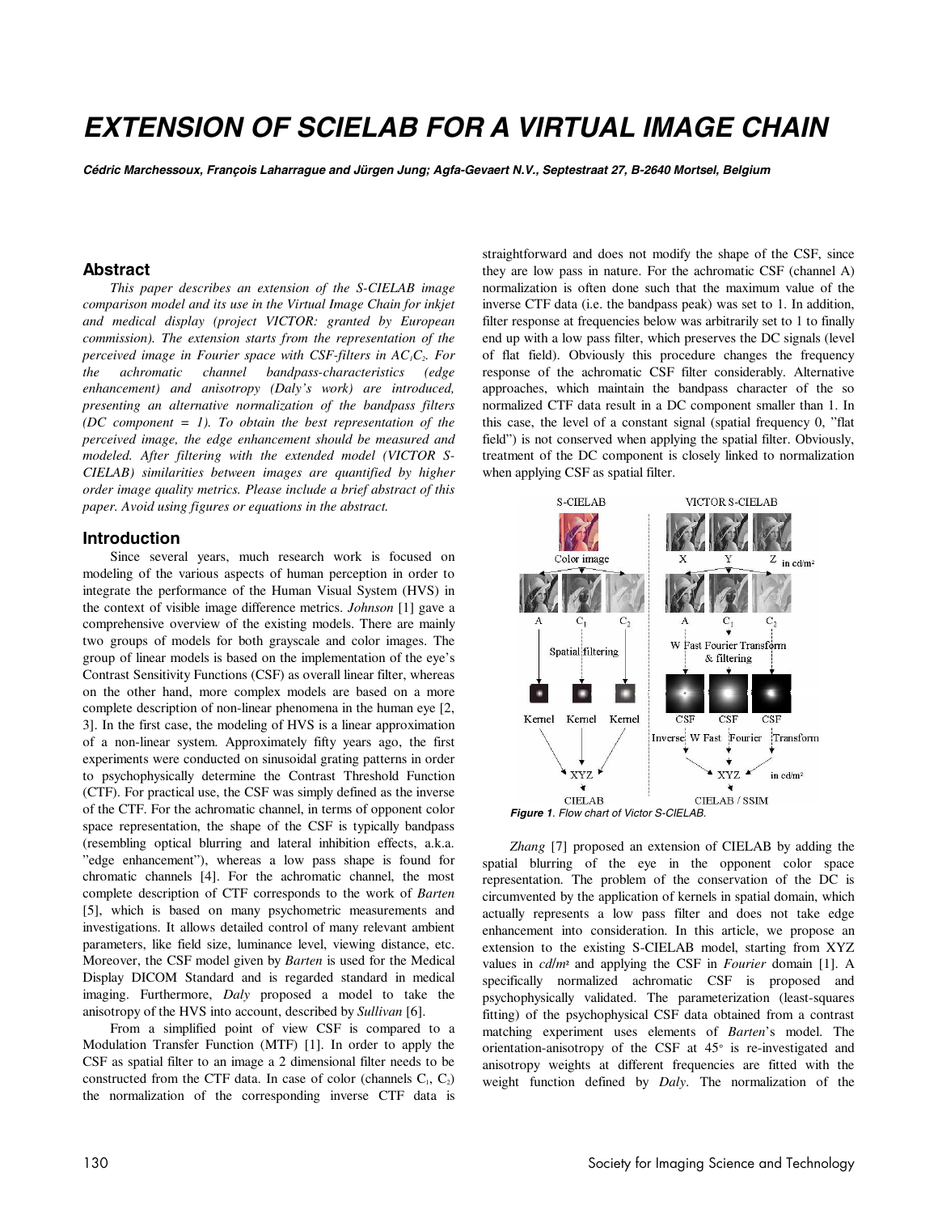# EXTENSION OF SCIELAB FOR A VIRTUAL IMAGE CHAIN

***Cédric Marchessoux, François Laharrague and Jürgen Jung; Agfa-Gevaert N.V., Septestraat 27, B-2640 Mortsel, Belgium***

## Abstract

*This paper describes an extension of the S-CIELAB image comparison model and its use in the Virtual Image Chain for inkjet and medical display (project VICTOR: granted by European commission). The extension starts from the representation of the perceived image in Fourier space with CSF-filters in $AC_1C_2$. For the achromatic channel bandpass-characteristics (edge enhancement) and anisotropy (Daly's work) are introduced, presenting an alternative normalization of the bandpass filters (DC component = 1). To obtain the best representation of the perceived image, the edge enhancement should be measured and modeled. After filtering with the extended model (VICTOR S-CIELAB) similarities between images are quantified by higher order image quality metrics. Please include a brief abstract of this paper. Avoid using figures or equations in the abstract.*

## Introduction

Since several years, much research work is focused on modeling of the various aspects of human perception in order to integrate the performance of the Human Visual System (HVS) in the context of visible image difference metrics. *Johnson* [1] gave a comprehensive overview of the existing models. There are mainly two groups of models for both grayscale and color images. The group of linear models is based on the implementation of the eye's Contrast Sensitivity Functions (CSF) as overall linear filter, whereas on the other hand, more complex models are based on a more complete description of non-linear phenomena in the human eye [2, 3]. In the first case, the modeling of HVS is a linear approximation of a non-linear system. Approximately fifty years ago, the first experiments were conducted on sinusoidal grating patterns in order to psychophysically determine the Contrast Threshold Function (CTF). For practical use, the CSF was simply defined as the inverse of the CTF. For the achromatic channel, in terms of opponent color space representation, the shape of the CSF is typically bandpass (resembling optical blurring and lateral inhibition effects, a.k.a. "edge enhancement"), whereas a low pass shape is found for chromatic channels [4]. For the achromatic channel, the most complete description of CTF corresponds to the work of *Barten* [5], which is based on many psychometric measurements and investigations. It allows detailed control of many relevant ambient parameters, like field size, luminance level, viewing distance, etc. Moreover, the CSF model given by *Barten* is used for the Medical Display DICOM Standard and is regarded standard in medical imaging. Furthermore, *Daly* proposed a model to take the anisotropy of the HVS into account, described by *Sullivan* [6].

From a simplified point of view CSF is compared to a Modulation Transfer Function (MTF) [1]. In order to apply the CSF as spatial filter to an image a 2 dimensional filter needs to be constructed from the CTF data. In case of color (channels $C_1$, $C_2$) the normalization of the corresponding inverse CTF data is straightforward and does not modify the shape of the CSF, since they are low pass in nature. For the achromatic CSF (channel A) normalization is often done such that the maximum value of the inverse CTF data (i.e. the bandpass peak) was set to 1. In addition, filter response at frequencies below was arbitrarily set to 1 to finally end up with a low pass filter, which preserves the DC signals (level of flat field). Obviously this procedure changes the frequency response of the achromatic CSF filter considerably. Alternative approaches, which maintain the bandpass character of the so normalized CTF data result in a DC component smaller than 1. In this case, the level of a constant signal (spatial frequency 0, "flat field") is not conserved when applying the spatial filter. Obviously, treatment of the DC component is closely linked to normalization when applying CSF as spatial filter.

***Figure 1****. Flow chart of Victor S-CIELAB.*

*Zhang* [7] proposed an extension of CIELAB by adding the spatial blurring of the eye in the opponent color space representation. The problem of the conservation of the DC is circumvented by the application of kernels in spatial domain, which actually represents a low pass filter and does not take edge enhancement into consideration. In this article, we propose an extension to the existing S-CIELAB model, starting from XYZ values in *cd/m²* and applying the CSF in *Fourier* domain [1]. A specifically normalized achromatic CSF is proposed and psychophysically validated. The parameterization (least-squares fitting) of the psychophysical CSF data obtained from a contrast matching experiment uses elements of *Barten*'s model. The orientation-anisotropy of the CSF at 45° is re-investigated and anisotropy weights at different frequencies are fitted with the weight function defined by *Daly*. The normalization of the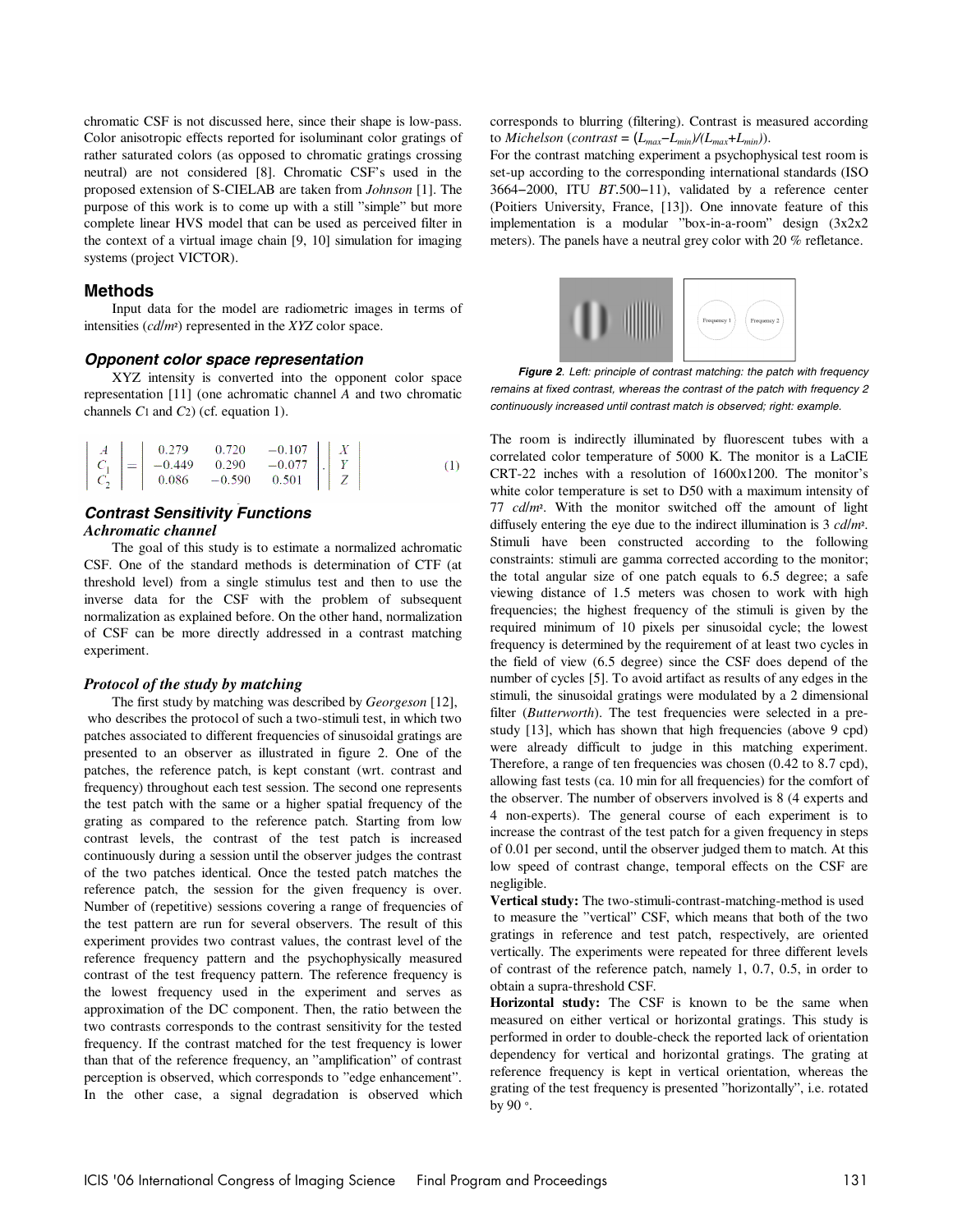chromatic CSF is not discussed here, since their shape is low-pass. Color anisotropic effects reported for isoluminant color gratings of rather saturated colors (as opposed to chromatic gratings crossing neutral) are not considered [8]. Chromatic CSF's used in the proposed extension of S-CIELAB are taken from *Johnson* [1]. The purpose of this work is to come up with a still "simple" but more complete linear HVS model that can be used as perceived filter in the context of a virtual image chain [9, 10] simulation for imaging systems (project VICTOR).

## Methods

Input data for the model are radiometric images in terms of intensities ($cd/m^2$) represented in the *XYZ* color space.

### Opponent color space representation

XYZ intensity is converted into the opponent color space representation [11] (one achromatic channel *A* and two chromatic channels $C_1$ and $C_2$) (cf. equation 1).

$$\begin{vmatrix} A \\ C_1 \\ C_2 \end{vmatrix} = \begin{vmatrix} 0.279 & 0.720 & -0.107 \\ -0.449 & 0.290 & -0.077 \\ 0.086 & -0.590 & 0.501 \end{vmatrix} \cdot \begin{vmatrix} X \\ Y \\ Z \end{vmatrix} \quad (1)$$

### Contrast Sensitivity Functions

#### Achromatic channel

The goal of this study is to estimate a normalized achromatic CSF. One of the standard methods is determination of CTF (at threshold level) from a single stimulus test and then to use the inverse data for the CSF with the problem of subsequent normalization as explained before. On the other hand, normalization of CSF can be more directly addressed in a contrast matching experiment.

#### Protocol of the study by matching

The first study by matching was described by *Georgeson* [12], who describes the protocol of such a two-stimuli test, in which two patches associated to different frequencies of sinusoidal gratings are presented to an observer as illustrated in figure 2. One of the patches, the reference patch, is kept constant (wrt. contrast and frequency) throughout each test session. The second one represents the test patch with the same or a higher spatial frequency of the grating as compared to the reference patch. Starting from low contrast levels, the contrast of the test patch is increased continuously during a session until the observer judges the contrast of the two patches identical. Once the tested patch matches the reference patch, the session for the given frequency is over. Number of (repetitive) sessions covering a range of frequencies of the test pattern are run for several observers. The result of this experiment provides two contrast values, the contrast level of the reference frequency pattern and the psychophysically measured contrast of the test frequency pattern. The reference frequency is the lowest frequency used in the experiment and serves as approximation of the DC component. Then, the ratio between the two contrasts corresponds to the contrast sensitivity for the tested frequency. If the contrast matched for the test frequency is lower than that of the reference frequency, an "amplification" of contrast perception is observed, which corresponds to "edge enhancement". In the other case, a signal degradation is observed which corresponds to blurring (filtering). Contrast is measured according to *Michelson* ($contrast = (L_{max}-L_{min})/(L_{max}+L_{min})$).

For the contrast matching experiment a psychophysical test room is set-up according to the corresponding international standards (ISO 3664–2000, ITU *BT*.500–11), validated by a reference center (Poitiers University, France, [13]). One innovate feature of this implementation is a modular "box-in-a-room" design (3x2x2 meters). The panels have a neutral grey color with 20 % refletance.

***Figure 2**. Left: principle of contrast matching: the patch with frequency remains at fixed contrast, whereas the contrast of the patch with frequency 2 continuously increased until contrast match is observed; right: example.*

The room is indirectly illuminated by fluorescent tubes with a correlated color temperature of 5000 K. The monitor is a LaCIE CRT-22 inches with a resolution of 1600x1200. The monitor's white color temperature is set to D50 with a maximum intensity of 77 $cd/m^2$. With the monitor switched off the amount of light diffusely entering the eye due to the indirect illumination is 3 $cd/m^2$. Stimuli have been constructed according to the following constraints: stimuli are gamma corrected according to the monitor; the total angular size of one patch equals to 6.5 degree; a safe viewing distance of 1.5 meters was chosen to work with high frequencies; the highest frequency of the stimuli is given by the required minimum of 10 pixels per sinusoidal cycle; the lowest frequency is determined by the requirement of at least two cycles in the field of view (6.5 degree) since the CSF does depend of the number of cycles [5]. To avoid artifact as results of any edges in the stimuli, the sinusoidal gratings were modulated by a 2 dimensional filter (*Butterworth*). The test frequencies were selected in a pre-study [13], which has shown that high frequencies (above 9 cpd) were already difficult to judge in this matching experiment. Therefore, a range of ten frequencies was chosen (0.42 to 8.7 cpd), allowing fast tests (ca. 10 min for all frequencies) for the comfort of the observer. The number of observers involved is 8 (4 experts and 4 non-experts). The general course of each experiment is to increase the contrast of the test patch for a given frequency in steps of 0.01 per second, until the observer judged them to match. At this low speed of contrast change, temporal effects on the CSF are negligible.

**Vertical study:** The two-stimuli-contrast-matching-method is used to measure the "vertical" CSF, which means that both of the two gratings in reference and test patch, respectively, are oriented vertically. The experiments were repeated for three different levels of contrast of the reference patch, namely 1, 0.7, 0.5, in order to obtain a supra-threshold CSF.

**Horizontal study:** The CSF is known to be the same when measured on either vertical or horizontal gratings. This study is performed in order to double-check the reported lack of orientation dependency for vertical and horizontal gratings. The grating at reference frequency is kept in vertical orientation, whereas the grating of the test frequency is presented "horizontally", i.e. rotated by 90 °.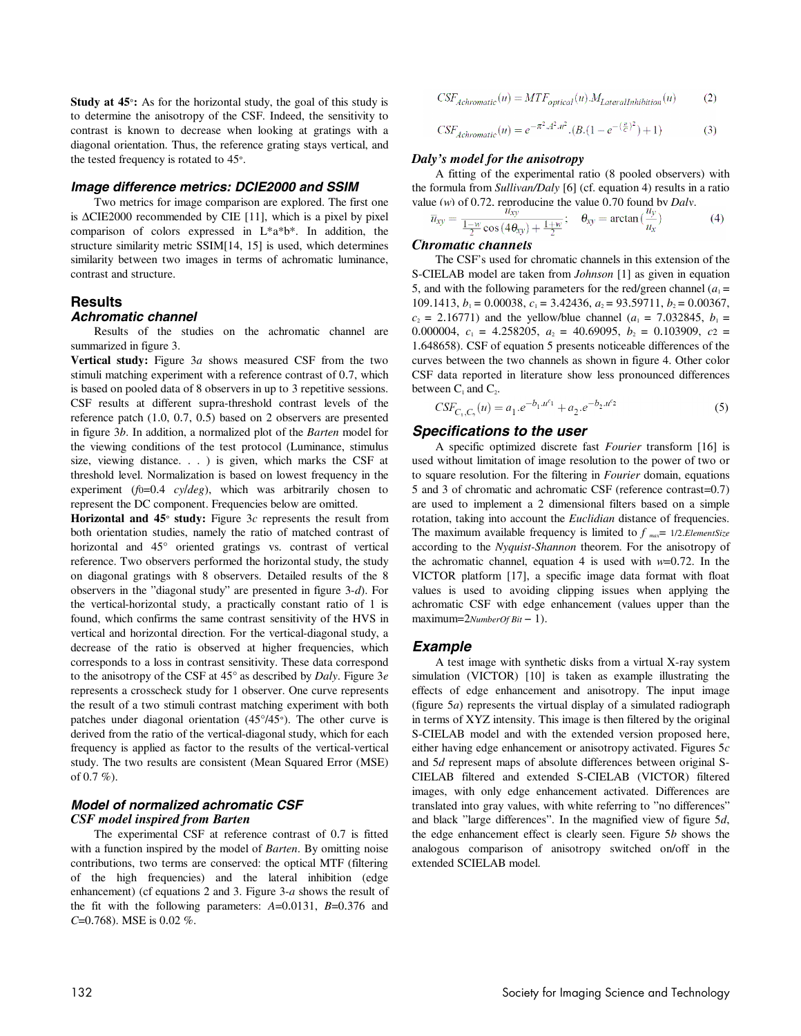**Study at 45°:** As for the horizontal study, the goal of this study is to determine the anisotropy of the CSF. Indeed, the sensitivity to contrast is known to decrease when looking at gratings with a diagonal orientation. Thus, the reference grating stays vertical, and the tested frequency is rotated to 45°.

### *Image difference metrics: DCIE2000 and SSIM*

Two metrics for image comparison are explored. The first one is ΔCIE2000 recommended by CIE [11], which is a pixel by pixel comparison of colors expressed in L*a*b*. In addition, the structure similarity metric SSIM[14, 15] is used, which determines similarity between two images in terms of achromatic luminance, contrast and structure.

## Results

### *Achromatic channel*

Results of the studies on the achromatic channel are summarized in figure 3.

**Vertical study:** Figure 3*a* shows measured CSF from the two stimuli matching experiment with a reference contrast of 0.7, which is based on pooled data of 8 observers in up to 3 repetitive sessions. CSF results at different supra-threshold contrast levels of the reference patch (1.0, 0.7, 0.5) based on 2 observers are presented in figure 3*b*. In addition, a normalized plot of the *Barten* model for the viewing conditions of the test protocol (Luminance, stimulus size, viewing distance. . . ) is given, which marks the CSF at threshold level. Normalization is based on lowest frequency in the experiment ($f_0$=0.4 *cy/deg*), which was arbitrarily chosen to represent the DC component. Frequencies below are omitted.

**Horizontal and 45° study:** Figure 3*c* represents the result from both orientation studies, namely the ratio of matched contrast of horizontal and 45° oriented gratings vs. contrast of vertical reference. Two observers performed the horizontal study, the study on diagonal gratings with 8 observers. Detailed results of the 8 observers in the "diagonal study" are presented in figure 3-*d*). For the vertical-horizontal study, a practically constant ratio of 1 is found, which confirms the same contrast sensitivity of the HVS in vertical and horizontal direction. For the vertical-diagonal study, a decrease of the ratio is observed at higher frequencies, which corresponds to a loss in contrast sensitivity. These data correspond to the anisotropy of the CSF at 45° as described by *Daly*. Figure 3*e* represents a crosscheck study for 1 observer. One curve represents the result of a two stimuli contrast matching experiment with both patches under diagonal orientation (45°/45°). The other curve is derived from the ratio of the vertical-diagonal study, which for each frequency is applied as factor to the results of the vertical-vertical study. The two results are consistent (Mean Squared Error (MSE) of 0.7 %).

### *Model of normalized achromatic CSF*

#### *CSF model inspired from Barten*

The experimental CSF at reference contrast of 0.7 is fitted with a function inspired by the model of *Barten*. By omitting noise contributions, two terms are conserved: the optical MTF (filtering of the high frequencies) and the lateral inhibition (edge enhancement) (cf equations 2 and 3. Figure 3-*a* shows the result of the fit with the following parameters: *A*=0.0131, *B*=0.376 and *C*=0.768). MSE is 0.02 %.

$$CSF_{Achromatic}(u) = MTF_{optical}(u).M_{LateralInhibition}(u) \qquad (2)$$

$$CSF_{Achromatic}(u) = e^{-\pi^2.A^2.u^2}.(B.(1-e^{-(\frac{u}{C})^2})+1) \qquad (3)$$

#### *Daly's model for the anisotropy*

A fitting of the experimental ratio (8 pooled observers) with the formula from *Sullivan/Daly* [6] (cf. equation 4) results in a ratio value ($w$) of 0.72, reproducing the value 0.70 found by *Daly*.

$$\bar{u}_{xy} = \frac{u_{xy}}{\frac{1-w}{2}\cos(4\theta_{xy})+\frac{1+w}{2}}; \quad \theta_{xy} = \arctan(\frac{u_y}{u_x}) \qquad (4)$$

### *Chromatic channels*

The CSF's used for chromatic channels in this extension of the S-CIELAB model are taken from *Johnson* [1] as given in equation 5, and with the following parameters for the red/green channel ($a_1$ = 109.1413, $b_1$ = 0.00038, $c_1$ = 3.42436, $a_2$ = 93.59711, $b_2$ = 0.00367, $c_2$ = 2.16771) and the yellow/blue channel ($a_1$ = 7.032845, $b_1$ = 0.000004, $c_1$ = 4.258205, $a_2$ = 40.69095, $b_2$ = 0.103909, $c_2$ = 1.648658). CSF of equation 5 presents noticeable differences of the curves between the two channels as shown in figure 4. Other color CSF data reported in literature show less pronounced differences between $C_1$ and $C_2$.

$$CSF_{C_1,C_2}(u) = a_1.e^{-b_1.u^{c_1}} + a_2.e^{-b_2.u^{c_2}} \qquad (5)$$

## *Specifications to the user*

A specific optimized discrete fast *Fourier* transform [16] is used without limitation of image resolution to the power of two or to square resolution. For the filtering in *Fourier* domain, equations 5 and 3 of chromatic and achromatic CSF (reference contrast=0.7) are used to implement a 2 dimensional filters based on a simple rotation, taking into account the *Euclidian* distance of frequencies. The maximum available frequency is limited to $f_{max}$= 1/2.*ElementSize* according to the *Nyquist-Shannon* theorem. For the anisotropy of the achromatic channel, equation 4 is used with $w$=0.72. In the VICTOR platform [17], a specific image data format with float values is used to avoiding clipping issues when applying the achromatic CSF with edge enhancement (values upper than the maximum=$2^{NumberOfBit}-1$).

## *Example*

A test image with synthetic disks from a virtual X-ray system simulation (VICTOR) [10] is taken as example illustrating the effects of edge enhancement and anisotropy. The input image (figure 5*a*) represents the virtual display of a simulated radiograph in terms of XYZ intensity. This image is then filtered by the original S-CIELAB model and with the extended version proposed here, either having edge enhancement or anisotropy activated. Figures 5*c* and 5*d* represent maps of absolute differences between original S-CIELAB filtered and extended S-CIELAB (VICTOR) filtered images, with only edge enhancement activated. Differences are translated into gray values, with white referring to "no differences" and black "large differences". In the magnified view of figure 5*d*, the edge enhancement effect is clearly seen. Figure 5*b* shows the analogous comparison of anisotropy switched on/off in the extended SCIELAB model.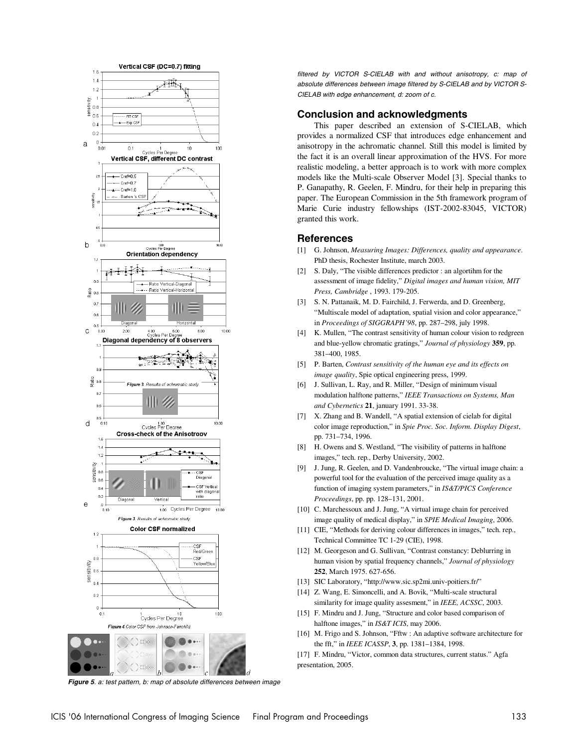Vertical CSF (DC=0.7) fitting

1.6
1.4
1.2
1
0.8
0.6
0.4
0.2
0

sensitivity

FIT CSF
Exp CSF

0.01 0.1 1 10 100

Cycles Per Degree

a

Vertical CSF, different DC contrast

Cref=0.5
Cref=0.7
Cref=1.0
Barten 's CSF

sensitivity

Cycles Per Degree

b

Orientation dependency

Ratio Vertical-Diagonal
Ratio Vertical-Horizontal

Ratio

Diagonal
Horizontal

0.00 2.00 4.00 6.00 8.00 10.00

Cycles Per Degree

c

Diagonal dependency of 8 observers

Ratio

*Figure 3. Results of achromatic study*

0.10 1.00 10.00

Cycles Per Degree

d

Cross-check of the Anisotropy

sensitivity

CSF Diagonal
CSF Vertical with diagonal ratio

Diagonal
Vertical

0.10 1.00 Cycles Per Degree 10.00

e

*Figure 3. Results of achromatic study*

Color CSF normalized

sensitivity

CSF Red/Green
CSF Yellow/Blue

0.1 1 10 100

Cycles Per Degree

*Figure 4 Color CSF from Johnson-Fairchild*

a b c d

***Figure 5**. a: test pattern, b: map of absolute differences between image filtered by VICTOR S-CIELAB with and without anisotropy, c: map of absolute differences between image filtered by S-CIELAB and by VICTOR S-CIELAB with edge enhancement, d: zoom of c.*

## Conclusion and acknowledgments

This paper described an extension of S-CIELAB, which provides a normalized CSF that introduces edge enhancement and anisotropy in the achromatic channel. Still this model is limited by the fact it is an overall linear approximation of the HVS. For more realistic modeling, a better approach is to work with more complex models like the Multi-scale Observer Model [3]. Special thanks to P. Ganapathy, R. Geelen, F. Mindru, for their help in preparing this paper. The European Commission in the 5th framework program of Marie Curie industry fellowships (IST-2002-83045, VICTOR) granted this work.

## References

[1] G. Johnson, *Measuring Images: Differences, quality and appearance*. PhD thesis, Rochester Institute, march 2003.

[2] S. Daly, "The visible differences predictor : an algortihm for the assessment of image fidelity," *Digital images and human vision, MIT Press, Cambridge* , 1993. 179-205.

[3] S. N. Pattanaik, M. D. Fairchild, J. Ferwerda, and D. Greenberg, "Multiscale model of adaptation, spatial vision and color appearance," in *Proceedings of SIGGRAPH'98*, pp. 287–298, july 1998.

[4] K. Mullen, "The contrast sensitivity of human colour vision to redgreen and blue-yellow chromatic gratings," *Journal of physiology* **359**, pp. 381–400, 1985.

[5] P. Barten, *Contrast sensitivity of the human eye and its effects on image quality*, Spie optical engineering press, 1999.

[6] J. Sullivan, L. Ray, and R. Miller, "Design of minimum visual modulation halftone patterns," *IEEE Transactions on Systems, Man and Cybernetics* **21**, january 1991. 33-38.

[7] X. Zhang and B. Wandell, "A spatial extension of cielab for digital color image reproduction," in *Spie Proc. Soc. Inform. Display Digest*, pp. 731–734, 1996.

[8] H. Owens and S. Westland, "The visibility of patterns in halftone images," tech. rep., Derby University, 2002.

[9] J. Jung, R. Geelen, and D. Vandenbroucke, "The virtual image chain: a powerful tool for the evaluation of the perceived image quality as a function of imaging system parameters," in *IS&T/PICS Conference Proceedings*, pp. pp. 128–131, 2001.

[10] C. Marchessoux and J. Jung, "A virtual image chain for perceived image quality of medical display," in *SPIE Medical Imaging*, 2006.

[11] CIE, "Methods for deriving colour differences in images," tech. rep., Technical Committee TC 1-29 (CIE), 1998.

[12] M. Georgeson and G. Sullivan, "Contrast constancy: Deblurring in human vision by spatial frequency channels," *Journal of physiology* **252**, March 1975. 627-656.

[13] SIC Laboratory, "http://www.sic.sp2mi.univ-poitiers.fr/"

[14] Z. Wang, E. Simoncelli, and A. Bovik, "Multi-scale structural similarity for image quality assesment," in *IEEE, ACSSC*, 2003.

[15] F. Mindru and J. Jung, "Structure and color based comparison of halftone images," in *IS&T ICIS*, may 2006.

[16] M. Frigo and S. Johnson, "Fftw : An adaptive software architecture for the fft," in *IEEE ICASSP*, **3**, pp. 1381–1384, 1998.

[17] F. Mindru, "Victor, common data structures, current status." Agfa presentation, 2005.